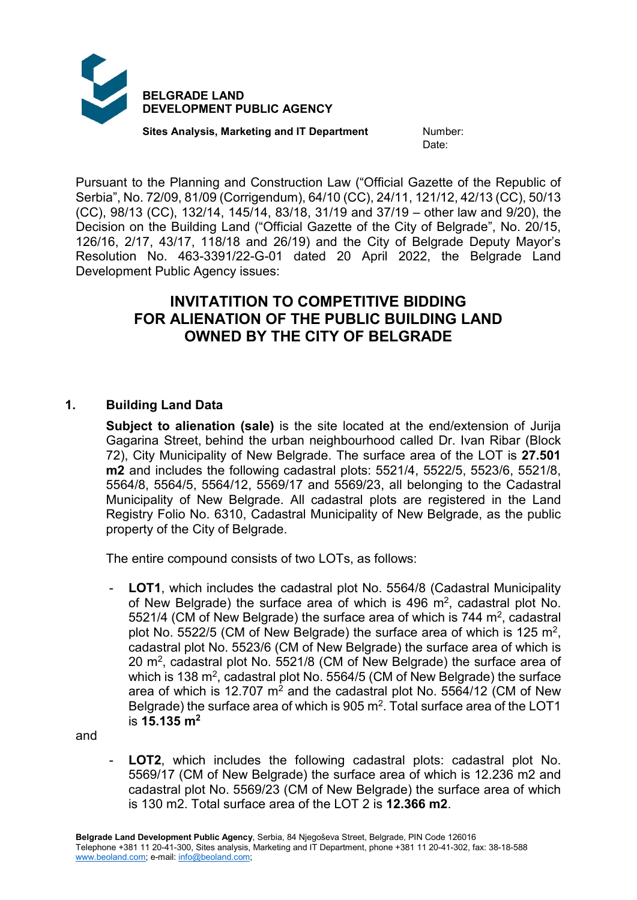**BELGRADE LAND**
**DEVELOPMENT PUBLIC AGENCY**

**Sites Analysis, Marketing and IT Department**

Number:
Date:

Pursuant to the Planning and Construction Law ("Official Gazette of the Republic of Serbia", No. 72/09, 81/09 (Corrigendum), 64/10 (CC), 24/11, 121/12, 42/13 (CC), 50/13 (CC), 98/13 (CC), 132/14, 145/14, 83/18, 31/19 and 37/19 – other law and 9/20), the Decision on the Building Land ("Official Gazette of the City of Belgrade", No. 20/15, 126/16, 2/17, 43/17, 118/18 and 26/19) and the City of Belgrade Deputy Mayor's Resolution No. 463-3391/22-G-01 dated 20 April 2022, the Belgrade Land Development Public Agency issues:

# INVITATITION TO COMPETITIVE BIDDING FOR ALIENATION OF THE PUBLIC BUILDING LAND OWNED BY THE CITY OF BELGRADE

## 1. Building Land Data

**Subject to alienation (sale)** is the site located at the end/extension of Jurija Gagarina Street, behind the urban neighbourhood called Dr. Ivan Ribar (Block 72), City Municipality of New Belgrade. The surface area of the LOT is **27.501 m2** and includes the following cadastral plots: 5521/4, 5522/5, 5523/6, 5521/8, 5564/8, 5564/5, 5564/12, 5569/17 and 5569/23, all belonging to the Cadastral Municipality of New Belgrade. All cadastral plots are registered in the Land Registry Folio No. 6310, Cadastral Municipality of New Belgrade, as the public property of the City of Belgrade.

The entire compound consists of two LOTs, as follows:

- **LOT1**, which includes the cadastral plot No. 5564/8 (Cadastral Municipality of New Belgrade) the surface area of which is 496 $m^2$, cadastral plot No. 5521/4 (CM of New Belgrade) the surface area of which is 744 $m^2$, cadastral plot No. 5522/5 (CM of New Belgrade) the surface area of which is 125 $m^2$, cadastral plot No. 5523/6 (CM of New Belgrade) the surface area of which is 20 $m^2$, cadastral plot No. 5521/8 (CM of New Belgrade) the surface area of which is 138 $m^2$, cadastral plot No. 5564/5 (CM of New Belgrade) the surface area of which is 12.707 $m^2$ and the cadastral plot No. 5564/12 (CM of New Belgrade) the surface area of which is 905 $m^2$. Total surface area of the LOT1 is **15.135 $m^2$**

and

- **LOT2**, which includes the following cadastral plots: cadastral plot No. 5569/17 (CM of New Belgrade) the surface area of which is 12.236 m2 and cadastral plot No. 5569/23 (CM of New Belgrade) the surface area of which is 130 m2. Total surface area of the LOT 2 is **12.366 m2**.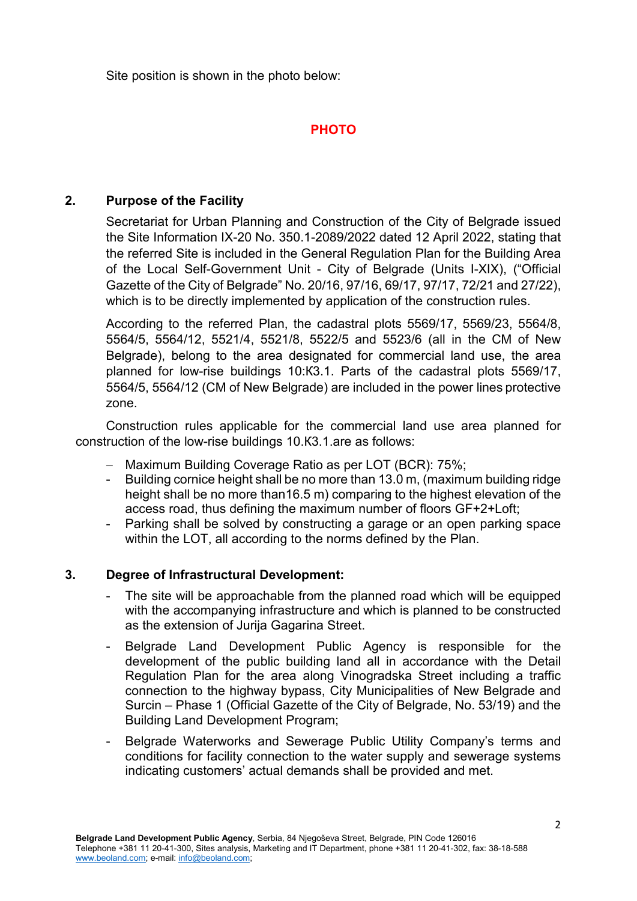Site position is shown in the photo below:

**PHOTO**

## 2. Purpose of the Facility

Secretariat for Urban Planning and Construction of the City of Belgrade issued the Site Information IX-20 No. 350.1-2089/2022 dated 12 April 2022, stating that the referred Site is included in the General Regulation Plan for the Building Area of the Local Self-Government Unit - City of Belgrade (Units I-XIX), ("Official Gazette of the City of Belgrade" No. 20/16, 97/16, 69/17, 97/17, 72/21 and 27/22), which is to be directly implemented by application of the construction rules.

According to the referred Plan, the cadastral plots 5569/17, 5569/23, 5564/8, 5564/5, 5564/12, 5521/4, 5521/8, 5522/5 and 5523/6 (all in the CM of New Belgrade), belong to the area designated for commercial land use, the area planned for low-rise buildings 10:K3.1. Parts of the cadastral plots 5569/17, 5564/5, 5564/12 (CM of New Belgrade) are included in the power lines protective zone.

Construction rules applicable for the commercial land use area planned for construction of the low-rise buildings 10.K3.1.are as follows:

- Maximum Building Coverage Ratio as per LOT (BCR): 75%;
- Building cornice height shall be no more than 13.0 m, (maximum building ridge height shall be no more than16.5 m) comparing to the highest elevation of the access road, thus defining the maximum number of floors GF+2+Loft;
- Parking shall be solved by constructing a garage or an open parking space within the LOT, all according to the norms defined by the Plan.

## 3. Degree of Infrastructural Development:

- The site will be approachable from the planned road which will be equipped with the accompanying infrastructure and which is planned to be constructed as the extension of Jurija Gagarina Street.
- Belgrade Land Development Public Agency is responsible for the development of the public building land all in accordance with the Detail Regulation Plan for the area along Vinogradska Street including a traffic connection to the highway bypass, City Municipalities of New Belgrade and Surcin – Phase 1 (Official Gazette of the City of Belgrade, No. 53/19) and the Building Land Development Program;
- Belgrade Waterworks and Sewerage Public Utility Company's terms and conditions for facility connection to the water supply and sewerage systems indicating customers' actual demands shall be provided and met.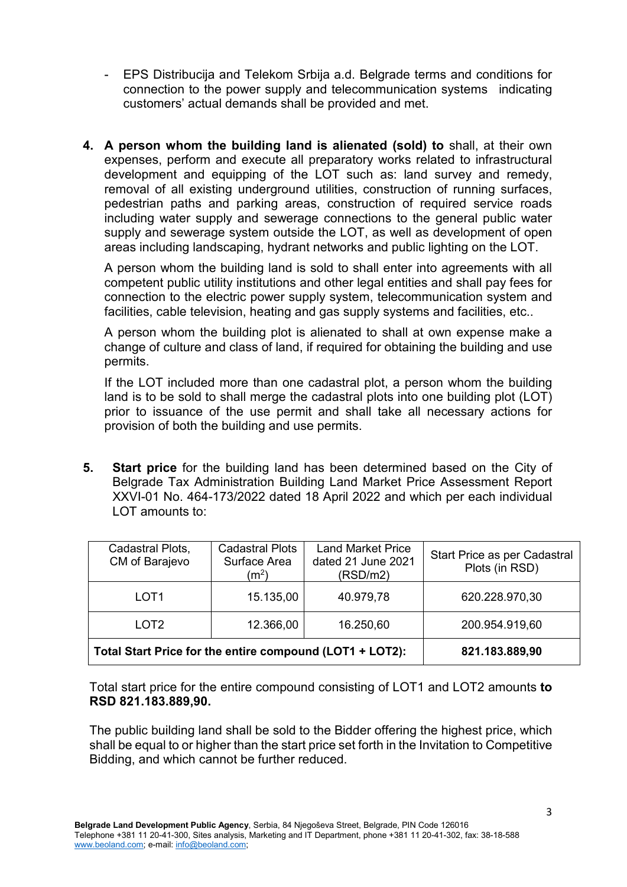- EPS Distribucija and Telekom Srbija a.d. Belgrade terms and conditions for connection to the power supply and telecommunication systems indicating customers' actual demands shall be provided and met.

4. **A person whom the building land is alienated (sold) to** shall, at their own expenses, perform and execute all preparatory works related to infrastructural development and equipping of the LOT such as: land survey and remedy, removal of all existing underground utilities, construction of running surfaces, pedestrian paths and parking areas, construction of required service roads including water supply and sewerage connections to the general public water supply and sewerage system outside the LOT, as well as development of open areas including landscaping, hydrant networks and public lighting on the LOT.

   A person whom the building land is sold to shall enter into agreements with all competent public utility institutions and other legal entities and shall pay fees for connection to the electric power supply system, telecommunication system and facilities, cable television, heating and gas supply systems and facilities, etc..

   A person whom the building plot is alienated to shall at own expense make a change of culture and class of land, if required for obtaining the building and use permits.

   If the LOT included more than one cadastral plot, a person whom the building land is to be sold to shall merge the cadastral plots into one building plot (LOT) prior to issuance of the use permit and shall take all necessary actions for provision of both the building and use permits.

5. **Start price** for the building land has been determined based on the City of Belgrade Tax Administration Building Land Market Price Assessment Report XXVI-01 No. 464-173/2022 dated 18 April 2022 and which per each individual LOT amounts to:

| Cadastral Plots, CM of Barajevo | Cadastral Plots Surface Area (m$^2$) | Land Market Price dated 21 June 2021 (RSD/m2) | Start Price as per Cadastral Plots (in RSD) |
|---|---|---|---|
| LOT1 | 15.135,00 | 40.979,78 | 620.228.970,30 |
| LOT2 | 12.366,00 | 16.250,60 | 200.954.919,60 |
| **Total Start Price for the entire compound (LOT1 + LOT2):** | | | **821.183.889,90** |

Total start price for the entire compound consisting of LOT1 and LOT2 amounts **to RSD 821.183.889,90.**

The public building land shall be sold to the Bidder offering the highest price, which shall be equal to or higher than the start price set forth in the Invitation to Competitive Bidding, and which cannot be further reduced.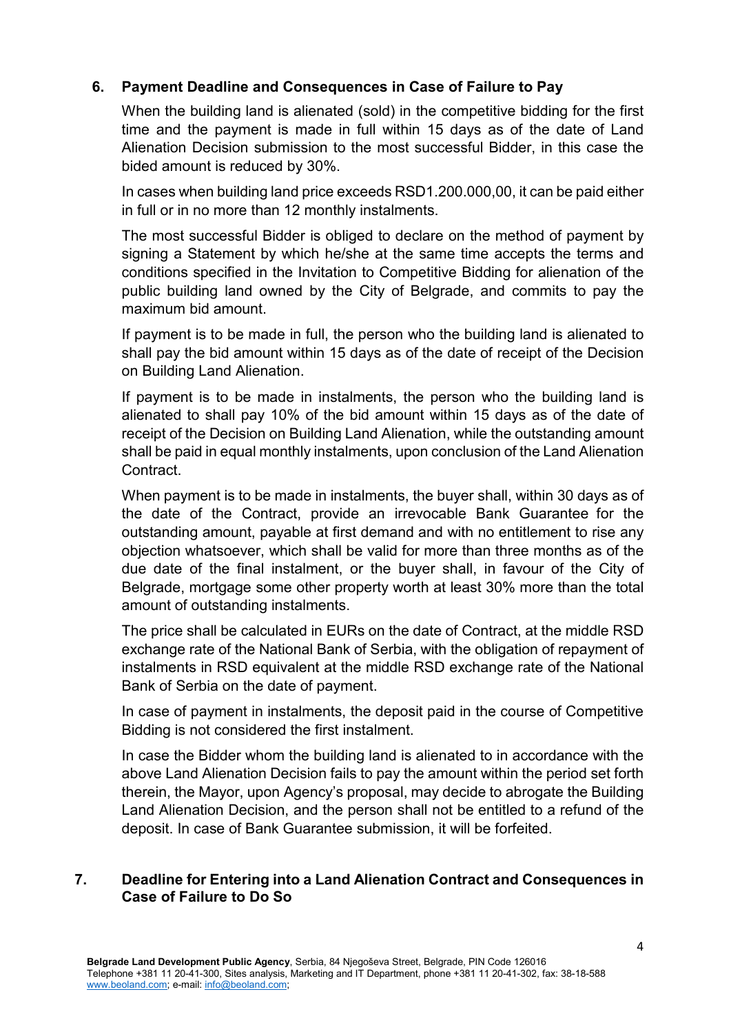## 6. Payment Deadline and Consequences in Case of Failure to Pay

When the building land is alienated (sold) in the competitive bidding for the first time and the payment is made in full within 15 days as of the date of Land Alienation Decision submission to the most successful Bidder, in this case the bided amount is reduced by 30%.

In cases when building land price exceeds RSD1.200.000,00, it can be paid either in full or in no more than 12 monthly instalments.

The most successful Bidder is obliged to declare on the method of payment by signing a Statement by which he/she at the same time accepts the terms and conditions specified in the Invitation to Competitive Bidding for alienation of the public building land owned by the City of Belgrade, and commits to pay the maximum bid amount.

If payment is to be made in full, the person who the building land is alienated to shall pay the bid amount within 15 days as of the date of receipt of the Decision on Building Land Alienation.

If payment is to be made in instalments, the person who the building land is alienated to shall pay 10% of the bid amount within 15 days as of the date of receipt of the Decision on Building Land Alienation, while the outstanding amount shall be paid in equal monthly instalments, upon conclusion of the Land Alienation Contract.

When payment is to be made in instalments, the buyer shall, within 30 days as of the date of the Contract, provide an irrevocable Bank Guarantee for the outstanding amount, payable at first demand and with no entitlement to rise any objection whatsoever, which shall be valid for more than three months as of the due date of the final instalment, or the buyer shall, in favour of the City of Belgrade, mortgage some other property worth at least 30% more than the total amount of outstanding instalments.

The price shall be calculated in EURs on the date of Contract, at the middle RSD exchange rate of the National Bank of Serbia, with the obligation of repayment of instalments in RSD equivalent at the middle RSD exchange rate of the National Bank of Serbia on the date of payment.

In case of payment in instalments, the deposit paid in the course of Competitive Bidding is not considered the first instalment.

In case the Bidder whom the building land is alienated to in accordance with the above Land Alienation Decision fails to pay the amount within the period set forth therein, the Mayor, upon Agency's proposal, may decide to abrogate the Building Land Alienation Decision, and the person shall not be entitled to a refund of the deposit. In case of Bank Guarantee submission, it will be forfeited.

## 7. Deadline for Entering into a Land Alienation Contract and Consequences in Case of Failure to Do So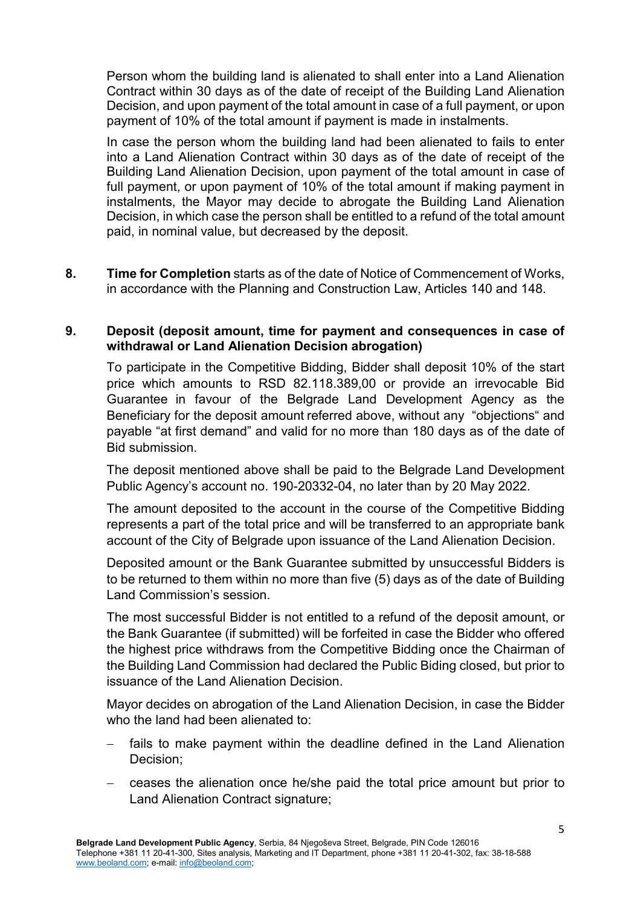Person whom the building land is alienated to shall enter into a Land Alienation Contract within 30 days as of the date of receipt of the Building Land Alienation Decision, and upon payment of the total amount in case of a full payment, or upon payment of 10% of the total amount if payment is made in instalments.

In case the person whom the building land had been alienated to fails to enter into a Land Alienation Contract within 30 days as of the date of receipt of the Building Land Alienation Decision, upon payment of the total amount in case of full payment, or upon payment of 10% of the total amount if making payment in instalments, the Mayor may decide to abrogate the Building Land Alienation Decision, in which case the person shall be entitled to a refund of the total amount paid, in nominal value, but decreased by the deposit.

**8.** **Time for Completion** starts as of the date of Notice of Commencement of Works, in accordance with the Planning and Construction Law, Articles 140 and 148.

**9.** **Deposit (deposit amount, time for payment and consequences in case of withdrawal or Land Alienation Decision abrogation)**

To participate in the Competitive Bidding, Bidder shall deposit 10% of the start price which amounts to RSD 82.118.389,00 or provide an irrevocable Bid Guarantee in favour of the Belgrade Land Development Agency as the Beneficiary for the deposit amount referred above, without any "objections" and payable "at first demand" and valid for no more than 180 days as of the date of Bid submission.

The deposit mentioned above shall be paid to the Belgrade Land Development Public Agency's account no. 190-20332-04, no later than by 20 May 2022.

The amount deposited to the account in the course of the Competitive Bidding represents a part of the total price and will be transferred to an appropriate bank account of the City of Belgrade upon issuance of the Land Alienation Decision.

Deposited amount or the Bank Guarantee submitted by unsuccessful Bidders is to be returned to them within no more than five (5) days as of the date of Building Land Commission's session.

The most successful Bidder is not entitled to a refund of the deposit amount, or the Bank Guarantee (if submitted) will be forfeited in case the Bidder who offered the highest price withdraws from the Competitive Bidding once the Chairman of the Building Land Commission had declared the Public Biding closed, but prior to issuance of the Land Alienation Decision.

Mayor decides on abrogation of the Land Alienation Decision, in case the Bidder who the land had been alienated to:

- fails to make payment within the deadline defined in the Land Alienation Decision;
- ceases the alienation once he/she paid the total price amount but prior to Land Alienation Contract signature;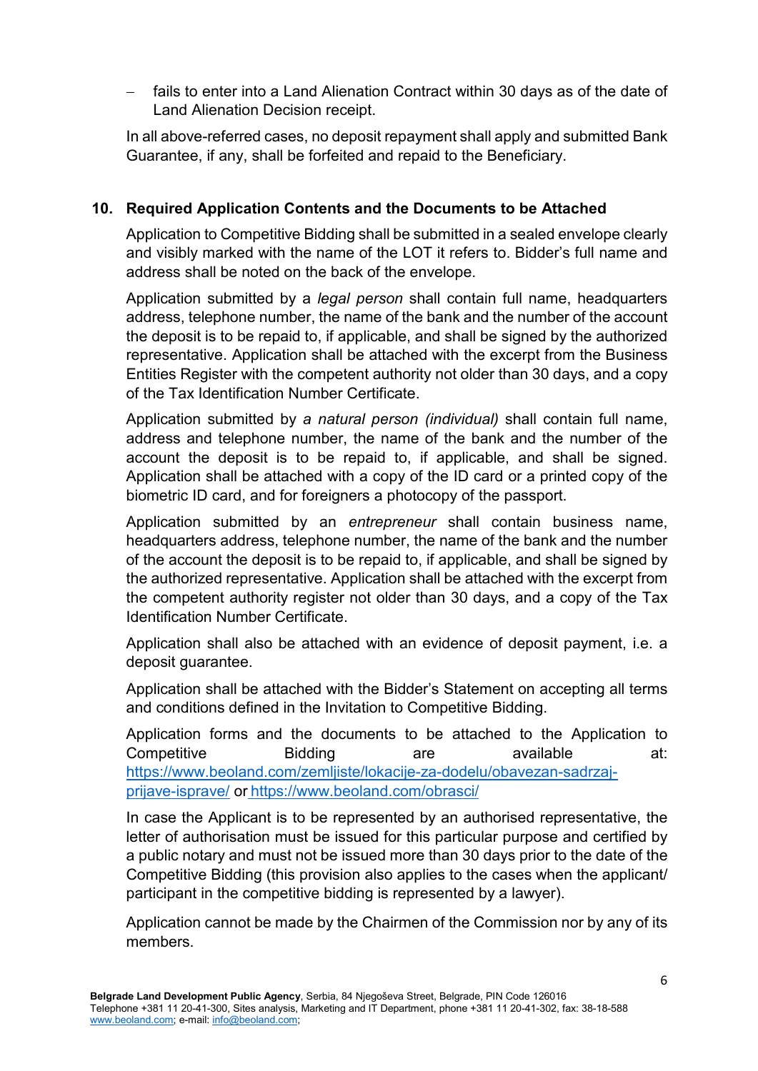- fails to enter into a Land Alienation Contract within 30 days as of the date of Land Alienation Decision receipt.

In all above-referred cases, no deposit repayment shall apply and submitted Bank Guarantee, if any, shall be forfeited and repaid to the Beneficiary.

## 10. Required Application Contents and the Documents to be Attached

Application to Competitive Bidding shall be submitted in a sealed envelope clearly and visibly marked with the name of the LOT it refers to. Bidder's full name and address shall be noted on the back of the envelope.

Application submitted by a *legal person* shall contain full name, headquarters address, telephone number, the name of the bank and the number of the account the deposit is to be repaid to, if applicable, and shall be signed by the authorized representative. Application shall be attached with the excerpt from the Business Entities Register with the competent authority not older than 30 days, and a copy of the Tax Identification Number Certificate.

Application submitted by *a natural person (individual)* shall contain full name, address and telephone number, the name of the bank and the number of the account the deposit is to be repaid to, if applicable, and shall be signed. Application shall be attached with a copy of the ID card or a printed copy of the biometric ID card, and for foreigners a photocopy of the passport.

Application submitted by an *entrepreneur* shall contain business name, headquarters address, telephone number, the name of the bank and the number of the account the deposit is to be repaid to, if applicable, and shall be signed by the authorized representative. Application shall be attached with the excerpt from the competent authority register not older than 30 days, and a copy of the Tax Identification Number Certificate.

Application shall also be attached with an evidence of deposit payment, i.e. a deposit guarantee.

Application shall be attached with the Bidder's Statement on accepting all terms and conditions defined in the Invitation to Competitive Bidding.

Application forms and the documents to be attached to the Application to Competitive Bidding are available at: [https://www.beoland.com/zemljiste/lokacije-za-dodelu/obavezan-sadrzaj-prijave-isprave/](https://www.beoland.com/zemljiste/lokacije-za-dodelu/obavezan-sadrzaj-prijave-isprave/) or [https://www.beoland.com/obrasci/](https://www.beoland.com/obrasci/)

In case the Applicant is to be represented by an authorised representative, the letter of authorisation must be issued for this particular purpose and certified by a public notary and must not be issued more than 30 days prior to the date of the Competitive Bidding (this provision also applies to the cases when the applicant/ participant in the competitive bidding is represented by a lawyer).

Application cannot be made by the Chairmen of the Commission nor by any of its members.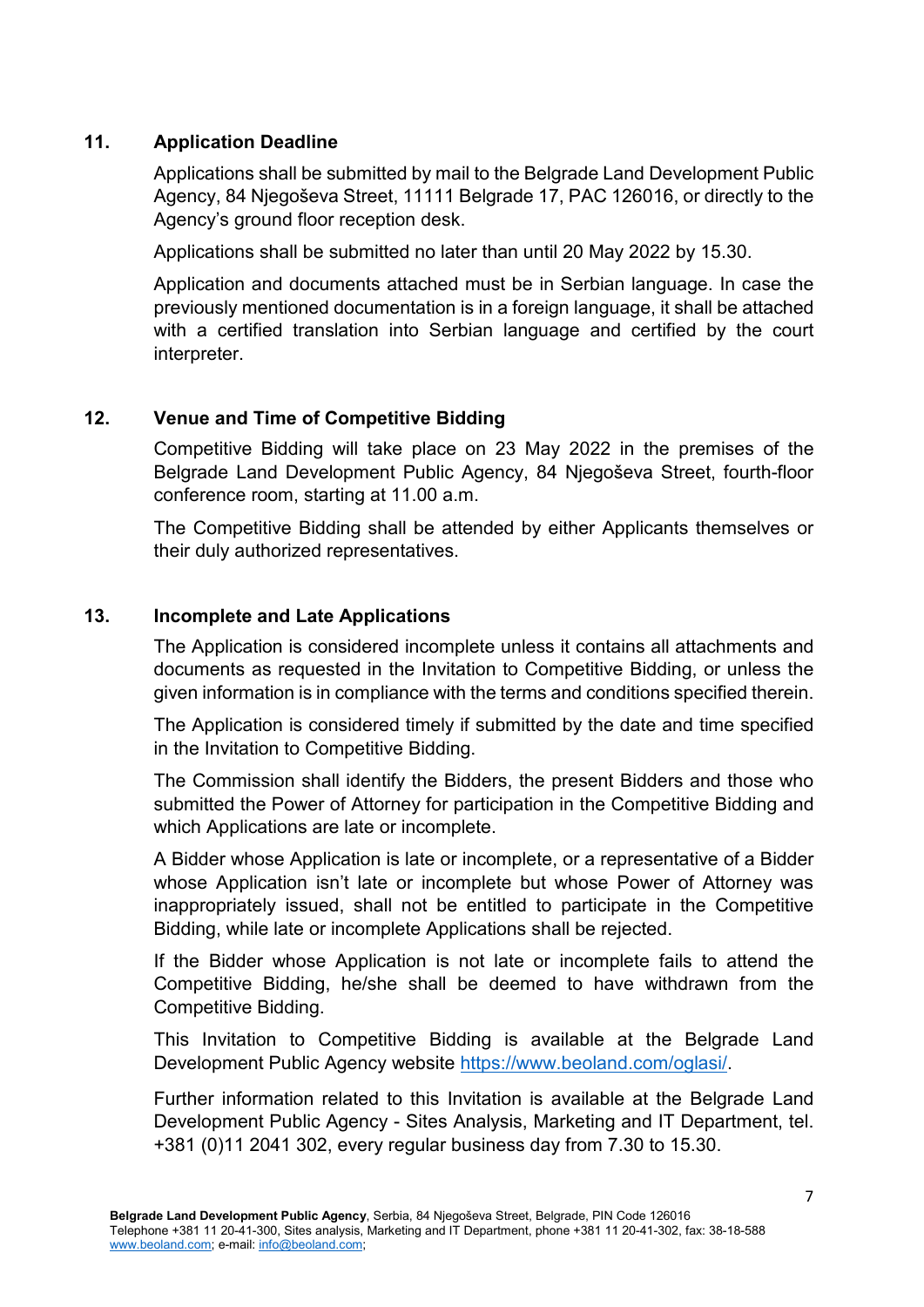## 11. Application Deadline

Applications shall be submitted by mail to the Belgrade Land Development Public Agency, 84 Njegoševa Street, 11111 Belgrade 17, PAC 126016, or directly to the Agency's ground floor reception desk.

Applications shall be submitted no later than until 20 May 2022 by 15.30.

Application and documents attached must be in Serbian language. In case the previously mentioned documentation is in a foreign language, it shall be attached with a certified translation into Serbian language and certified by the court interpreter.

## 12. Venue and Time of Competitive Bidding

Competitive Bidding will take place on 23 May 2022 in the premises of the Belgrade Land Development Public Agency, 84 Njegoševa Street, fourth-floor conference room, starting at 11.00 a.m.

The Competitive Bidding shall be attended by either Applicants themselves or their duly authorized representatives.

## 13. Incomplete and Late Applications

The Application is considered incomplete unless it contains all attachments and documents as requested in the Invitation to Competitive Bidding, or unless the given information is in compliance with the terms and conditions specified therein.

The Application is considered timely if submitted by the date and time specified in the Invitation to Competitive Bidding.

The Commission shall identify the Bidders, the present Bidders and those who submitted the Power of Attorney for participation in the Competitive Bidding and which Applications are late or incomplete.

A Bidder whose Application is late or incomplete, or a representative of a Bidder whose Application isn't late or incomplete but whose Power of Attorney was inappropriately issued, shall not be entitled to participate in the Competitive Bidding, while late or incomplete Applications shall be rejected.

If the Bidder whose Application is not late or incomplete fails to attend the Competitive Bidding, he/she shall be deemed to have withdrawn from the Competitive Bidding.

This Invitation to Competitive Bidding is available at the Belgrade Land Development Public Agency website https://www.beoland.com/oglasi/.

Further information related to this Invitation is available at the Belgrade Land Development Public Agency - Sites Analysis, Marketing and IT Department, tel. +381 (0)11 2041 302, every regular business day from 7.30 to 15.30.